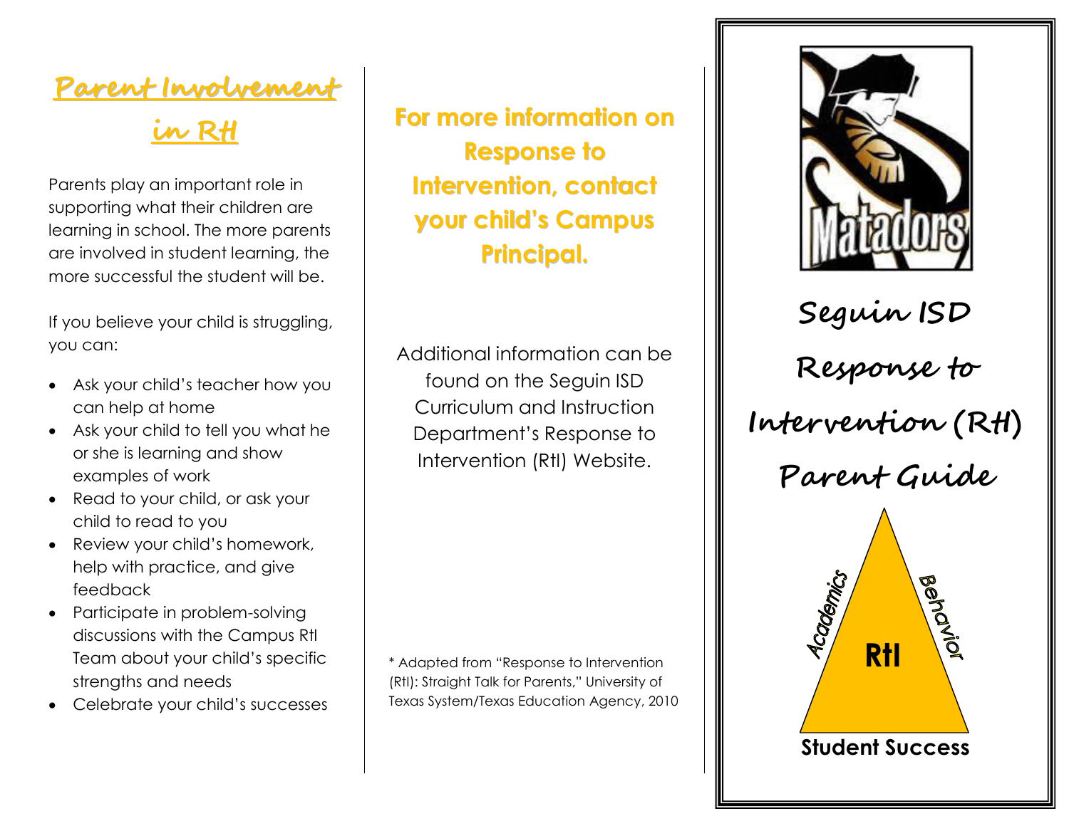# Parent Involvement in RtI

Parents play an important role in supporting what their children are learning in school. The more parents are involved in student learning, the more successful the student will be.

If you believe your child is struggling, you can:

- Ask your child's teacher how you can help at home
- Ask your child to tell you what he or she is learning and show examples of work
- Read to your child, or ask your child to read to you
- Review your child's homework, help with practice, and give feedback
- Participate in problem-solving discussions with the Campus RtI Team about your child's specific strengths and needs
- Celebrate your child's successes

## For more information on Response to Intervention, contact your child's Campus Principal.

Additional information can be found on the Seguin ISD Curriculum and Instruction Department's Response to Intervention (RtI) Website.

\* Adapted from "Response to Intervention (RtI): Straight Talk for Parents," University of Texas System/Texas Education Agency, 2010

Matadors

# Seguin ISD Response to Intervention (RtI) Parent Guide

Academics

Behavior

RtI

Student Success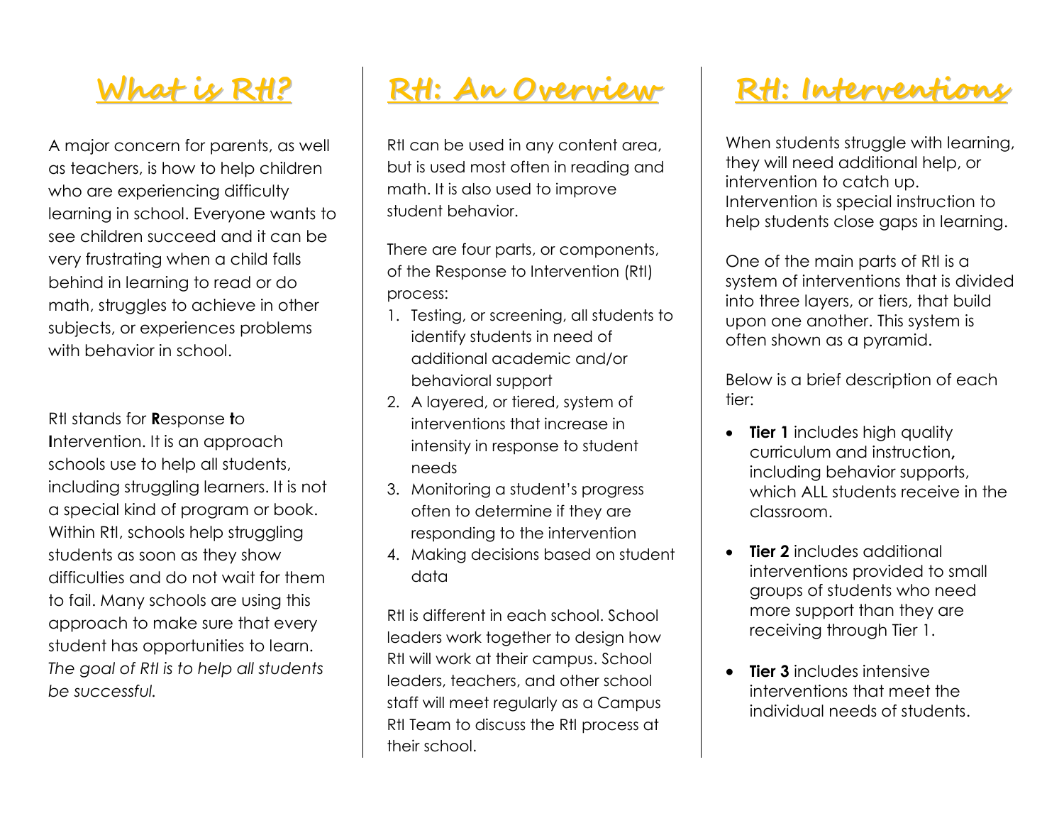# What is RtI?

A major concern for parents, as well as teachers, is how to help children who are experiencing difficulty learning in school. Everyone wants to see children succeed and it can be very frustrating when a child falls behind in learning to read or do math, struggles to achieve in other subjects, or experiences problems with behavior in school.

RtI stands for **R**esponse **t**o **I**ntervention. It is an approach schools use to help all students, including struggling learners. It is not a special kind of program or book. Within RtI, schools help struggling students as soon as they show difficulties and do not wait for them to fail. Many schools are using this approach to make sure that every student has opportunities to learn. *The goal of RtI is to help all students be successful.*

# RtI: An Overview

RtI can be used in any content area, but is used most often in reading and math. It is also used to improve student behavior.

There are four parts, or components, of the Response to Intervention (RtI) process:

1. Testing, or screening, all students to identify students in need of additional academic and/or behavioral support
2. A layered, or tiered, system of interventions that increase in intensity in response to student needs
3. Monitoring a student's progress often to determine if they are responding to the intervention
4. Making decisions based on student data

RtI is different in each school. School leaders work together to design how RtI will work at their campus. School leaders, teachers, and other school staff will meet regularly as a Campus RtI Team to discuss the RtI process at their school.

# RtI: Interventions

When students struggle with learning, they will need additional help, or intervention to catch up. Intervention is special instruction to help students close gaps in learning.

One of the main parts of RtI is a system of interventions that is divided into three layers, or tiers, that build upon one another. This system is often shown as a pyramid.

Below is a brief description of each tier:

- **Tier 1** includes high quality curriculum and instruction, including behavior supports, which ALL students receive in the classroom.
- **Tier 2** includes additional interventions provided to small groups of students who need more support than they are receiving through Tier 1.
- **Tier 3** includes intensive interventions that meet the individual needs of students.